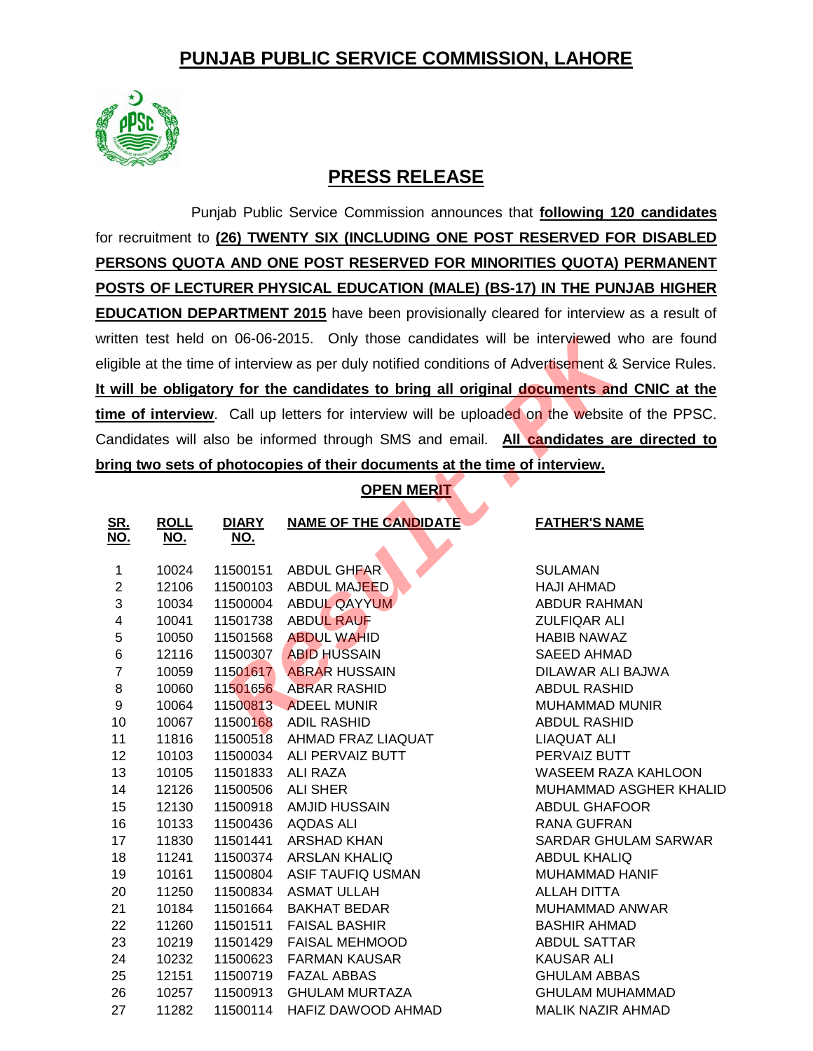# PUNJAB PUBLIC SERVICE COMMISSION, LAHORE

## PRESS RELEASE

Punjab Public Service Commission announces that **following 120 candidates** for recruitment to **(26) TWENTY SIX (INCLUDING ONE POST RESERVED FOR DISABLED PERSONS QUOTA AND ONE POST RESERVED FOR MINORITIES QUOTA) PERMANENT POSTS OF LECTURER PHYSICAL EDUCATION (MALE) (BS-17) IN THE PUNJAB HIGHER EDUCATION DEPARTMENT 2015** have been provisionally cleared for interview as a result of written test held on 06-06-2015. Only those candidates will be interviewed who are found eligible at the time of interview as per duly notified conditions of Advertisement & Service Rules. **It will be obligatory for the candidates to bring all original documents and CNIC at the time of interview**. Call up letters for interview will be uploaded on the website of the PPSC. Candidates will also be informed through SMS and email. **All candidates are directed to bring two sets of photocopies of their documents at the time of interview.**

**OPEN MERIT**

| SR. NO. | ROLL NO. | DIARY NO. | NAME OF THE CANDIDATE | FATHER'S NAME |
|---|---|---|---|---|
| 1 | 10024 | 11500151 | ABDUL GHFAR | SULAMAN |
| 2 | 12106 | 11500103 | ABDUL MAJEED | HAJI AHMAD |
| 3 | 10034 | 11500004 | ABDUL QAYYUM | ABDUR RAHMAN |
| 4 | 10041 | 11501738 | ABDUL RAUF | ZULFIQAR ALI |
| 5 | 10050 | 11501568 | ABDUL WAHID | HABIB NAWAZ |
| 6 | 12116 | 11500307 | ABID HUSSAIN | SAEED AHMAD |
| 7 | 10059 | 11501617 | ABRAR HUSSAIN | DILAWAR ALI BAJWA |
| 8 | 10060 | 11501656 | ABRAR RASHID | ABDUL RASHID |
| 9 | 10064 | 11500813 | ADEEL MUNIR | MUHAMMAD MUNIR |
| 10 | 10067 | 11500168 | ADIL RASHID | ABDUL RASHID |
| 11 | 11816 | 11500518 | AHMAD FRAZ LIAQUAT | LIAQUAT ALI |
| 12 | 10103 | 11500034 | ALI PERVAIZ BUTT | PERVAIZ BUTT |
| 13 | 10105 | 11501833 | ALI RAZA | WASEEM RAZA KAHLOON |
| 14 | 12126 | 11500506 | ALI SHER | MUHAMMAD ASGHER KHALID |
| 15 | 12130 | 11500918 | AMJID HUSSAIN | ABDUL GHAFOOR |
| 16 | 10133 | 11500436 | AQDAS ALI | RANA GUFRAN |
| 17 | 11830 | 11501441 | ARSHAD KHAN | SARDAR GHULAM SARWAR |
| 18 | 11241 | 11500374 | ARSLAN KHALIQ | ABDUL KHALIQ |
| 19 | 10161 | 11500804 | ASIF TAUFIQ USMAN | MUHAMMAD HANIF |
| 20 | 11250 | 11500834 | ASMAT ULLAH | ALLAH DITTA |
| 21 | 10184 | 11501664 | BAKHAT BEDAR | MUHAMMAD ANWAR |
| 22 | 11260 | 11501511 | FAISAL BASHIR | BASHIR AHMAD |
| 23 | 10219 | 11501429 | FAISAL MEHMOOD | ABDUL SATTAR |
| 24 | 10232 | 11500623 | FARMAN KAUSAR | KAUSAR ALI |
| 25 | 12151 | 11500719 | FAZAL ABBAS | GHULAM ABBAS |
| 26 | 10257 | 11500913 | GHULAM MURTAZA | GHULAM MUHAMMAD |
| 27 | 11282 | 11500114 | HAFIZ DAWOOD AHMAD | MALIK NAZIR AHMAD |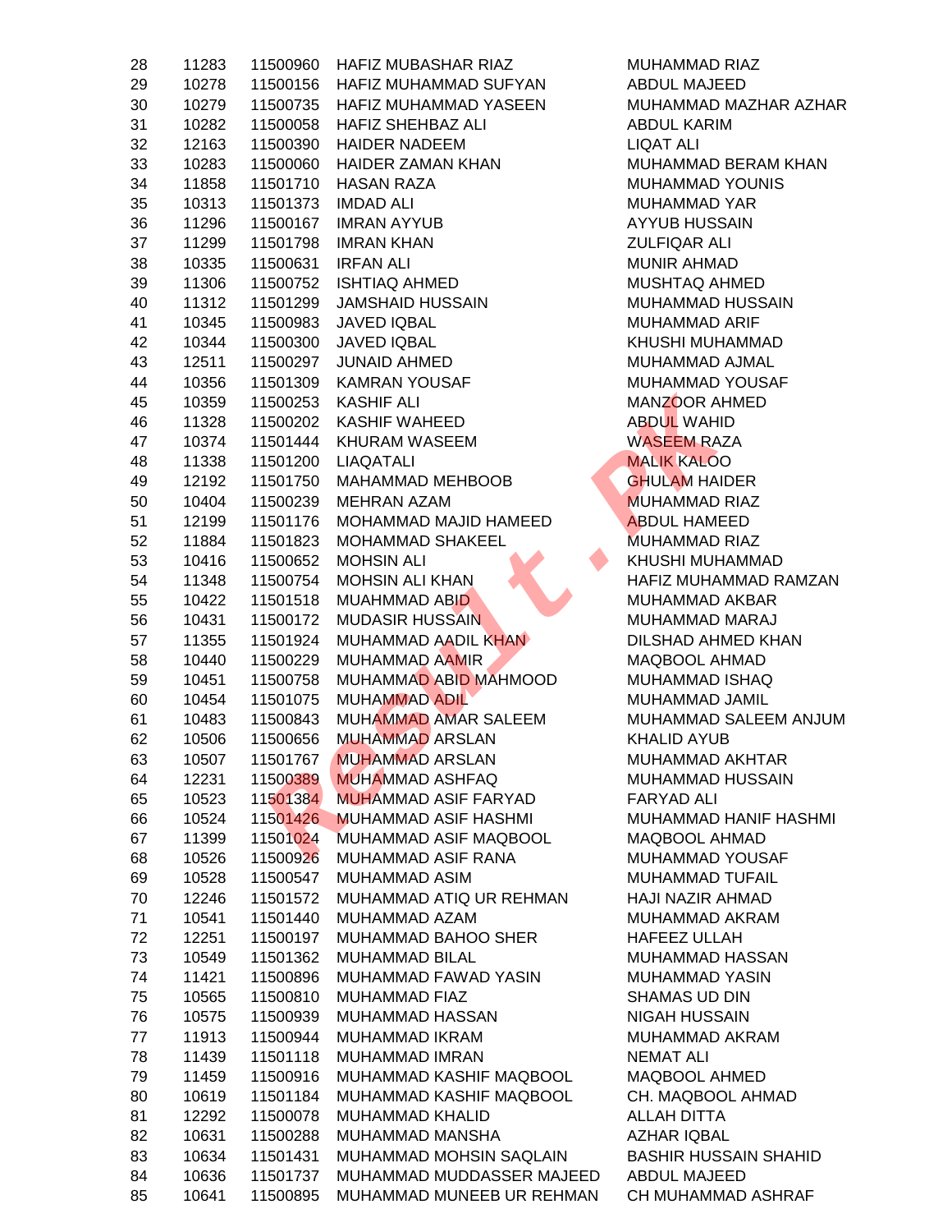| | | | | |
|---|---|---|---|---|
| 28 | 11283 | 11500960 | HAFIZ MUBASHAR RIAZ | MUHAMMAD RIAZ |
| 29 | 10278 | 11500156 | HAFIZ MUHAMMAD SUFYAN | ABDUL MAJEED |
| 30 | 10279 | 11500735 | HAFIZ MUHAMMAD YASEEN | MUHAMMAD MAZHAR AZHAR |
| 31 | 10282 | 11500058 | HAFIZ SHEHBAZ ALI | ABDUL KARIM |
| 32 | 12163 | 11500390 | HAIDER NADEEM | LIQAT ALI |
| 33 | 10283 | 11500060 | HAIDER ZAMAN KHAN | MUHAMMAD BERAM KHAN |
| 34 | 11858 | 11501710 | HASAN RAZA | MUHAMMAD YOUNIS |
| 35 | 10313 | 11501373 | IMDAD ALI | MUHAMMAD YAR |
| 36 | 11296 | 11500167 | IMRAN AYYUB | AYYUB HUSSAIN |
| 37 | 11299 | 11501798 | IMRAN KHAN | ZULFIQAR ALI |
| 38 | 10335 | 11500631 | IRFAN ALI | MUNIR AHMAD |
| 39 | 11306 | 11500752 | ISHTIAQ AHMED | MUSHTAQ AHMED |
| 40 | 11312 | 11501299 | JAMSHAID HUSSAIN | MUHAMMAD HUSSAIN |
| 41 | 10345 | 11500983 | JAVED IQBAL | MUHAMMAD ARIF |
| 42 | 10344 | 11500300 | JAVED IQBAL | KHUSHI MUHAMMAD |
| 43 | 12511 | 11500297 | JUNAID AHMED | MUHAMMAD AJMAL |
| 44 | 10356 | 11501309 | KAMRAN YOUSAF | MUHAMMAD YOUSAF |
| 45 | 10359 | 11500253 | KASHIF ALI | MANZOOR AHMED |
| 46 | 11328 | 11500202 | KASHIF WAHEED | ABDUL WAHID |
| 47 | 10374 | 11501444 | KHURAM WASEEM | WASEEM RAZA |
| 48 | 11338 | 11501200 | LIAQATALI | MALIK KALOO |
| 49 | 12192 | 11501750 | MAHAMMAD MEHBOOB | GHULAM HAIDER |
| 50 | 10404 | 11500239 | MEHRAN AZAM | MUHAMMAD RIAZ |
| 51 | 12199 | 11501176 | MOHAMMAD MAJID HAMEED | ABDUL HAMEED |
| 52 | 11884 | 11501823 | MOHAMMAD SHAKEEL | MUHAMMAD RIAZ |
| 53 | 10416 | 11500652 | MOHSIN ALI | KHUSHI MUHAMMAD |
| 54 | 11348 | 11500754 | MOHSIN ALI KHAN | HAFIZ MUHAMMAD RAMZAN |
| 55 | 10422 | 11501518 | MUAHMMAD ABID | MUHAMMAD AKBAR |
| 56 | 10431 | 11500172 | MUDASIR HUSSAIN | MUHAMMAD MARAJ |
| 57 | 11355 | 11501924 | MUHAMMAD AADIL KHAN | DILSHAD AHMED KHAN |
| 58 | 10440 | 11500229 | MUHAMMAD AAMIR | MAQBOOL AHMAD |
| 59 | 10451 | 11500758 | MUHAMMAD ABID MAHMOOD | MUHAMMAD ISHAQ |
| 60 | 10454 | 11501075 | MUHAMMAD ADIL | MUHAMMAD JAMIL |
| 61 | 10483 | 11500843 | MUHAMMAD AMAR SALEEM | MUHAMMAD SALEEM ANJUM |
| 62 | 10506 | 11500656 | MUHAMMAD ARSLAN | KHALID AYUB |
| 63 | 10507 | 11501767 | MUHAMMAD ARSLAN | MUHAMMAD AKHTAR |
| 64 | 12231 | 11500389 | MUHAMMAD ASHFAQ | MUHAMMAD HUSSAIN |
| 65 | 10523 | 11501384 | MUHAMMAD ASIF FARYAD | FARYAD ALI |
| 66 | 10524 | 11501426 | MUHAMMAD ASIF HASHMI | MUHAMMAD HANIF HASHMI |
| 67 | 11399 | 11501024 | MUHAMMAD ASIF MAQBOOL | MAQBOOL AHMAD |
| 68 | 10526 | 11500926 | MUHAMMAD ASIF RANA | MUHAMMAD YOUSAF |
| 69 | 10528 | 11500547 | MUHAMMAD ASIM | MUHAMMAD TUFAIL |
| 70 | 12246 | 11501572 | MUHAMMAD ATIQ UR REHMAN | HAJI NAZIR AHMAD |
| 71 | 10541 | 11501440 | MUHAMMAD AZAM | MUHAMMAD AKRAM |
| 72 | 12251 | 11500197 | MUHAMMAD BAHOO SHER | HAFEEZ ULLAH |
| 73 | 10549 | 11501362 | MUHAMMAD BILAL | MUHAMMAD HASSAN |
| 74 | 11421 | 11500896 | MUHAMMAD FAWAD YASIN | MUHAMMAD YASIN |
| 75 | 10565 | 11500810 | MUHAMMAD FIAZ | SHAMAS UD DIN |
| 76 | 10575 | 11500939 | MUHAMMAD HASSAN | NIGAH HUSSAIN |
| 77 | 11913 | 11500944 | MUHAMMAD IKRAM | MUHAMMAD AKRAM |
| 78 | 11439 | 11501118 | MUHAMMAD IMRAN | NEMAT ALI |
| 79 | 11459 | 11500916 | MUHAMMAD KASHIF MAQBOOL | MAQBOOL AHMED |
| 80 | 10619 | 11501184 | MUHAMMAD KASHIF MAQBOOL | CH. MAQBOOL AHMAD |
| 81 | 12292 | 11500078 | MUHAMMAD KHALID | ALLAH DITTA |
| 82 | 10631 | 11500288 | MUHAMMAD MANSHA | AZHAR IQBAL |
| 83 | 10634 | 11501431 | MUHAMMAD MOHSIN SAQLAIN | BASHIR HUSSAIN SHAHID |
| 84 | 10636 | 11501737 | MUHAMMAD MUDDASSER MAJEED | ABDUL MAJEED |
| 85 | 10641 | 11500895 | MUHAMMAD MUNEEB UR REHMAN | CH MUHAMMAD ASHRAF |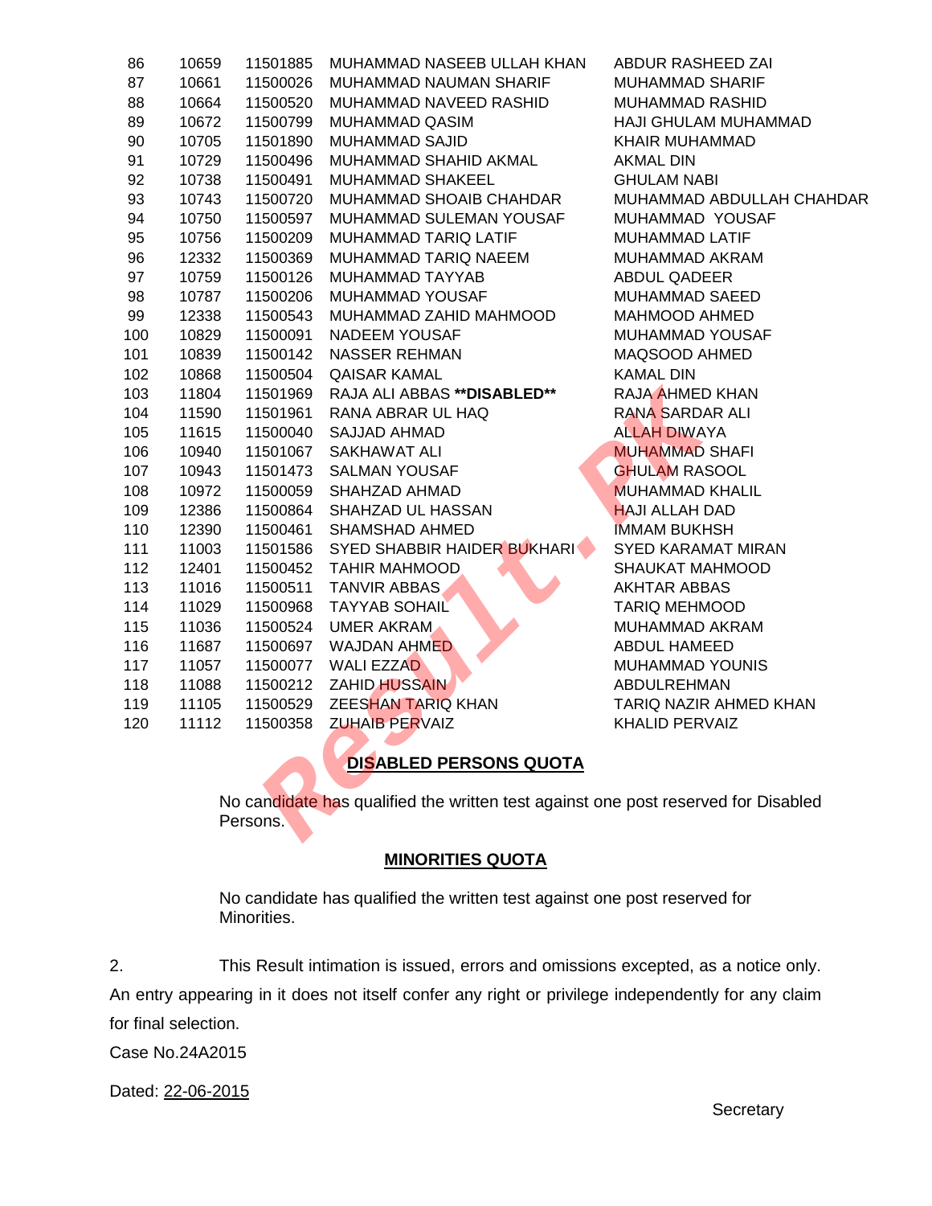| | | | | |
|---|---|---|---|---|
| 86 | 10659 | 11501885 | MUHAMMAD NASEEB ULLAH KHAN | ABDUR RASHEED ZAI |
| 87 | 10661 | 11500026 | MUHAMMAD NAUMAN SHARIF | MUHAMMAD SHARIF |
| 88 | 10664 | 11500520 | MUHAMMAD NAVEED RASHID | MUHAMMAD RASHID |
| 89 | 10672 | 11500799 | MUHAMMAD QASIM | HAJI GHULAM MUHAMMAD |
| 90 | 10705 | 11501890 | MUHAMMAD SAJID | KHAIR MUHAMMAD |
| 91 | 10729 | 11500496 | MUHAMMAD SHAHID AKMAL | AKMAL DIN |
| 92 | 10738 | 11500491 | MUHAMMAD SHAKEEL | GHULAM NABI |
| 93 | 10743 | 11500720 | MUHAMMAD SHOAIB CHAHDAR | MUHAMMAD ABDULLAH CHAHDAR |
| 94 | 10750 | 11500597 | MUHAMMAD SULEMAN YOUSAF | MUHAMMAD YOUSAF |
| 95 | 10756 | 11500209 | MUHAMMAD TARIQ LATIF | MUHAMMAD LATIF |
| 96 | 12332 | 11500369 | MUHAMMAD TARIQ NAEEM | MUHAMMAD AKRAM |
| 97 | 10759 | 11500126 | MUHAMMAD TAYYAB | ABDUL QADEER |
| 98 | 10787 | 11500206 | MUHAMMAD YOUSAF | MUHAMMAD SAEED |
| 99 | 12338 | 11500543 | MUHAMMAD ZAHID MAHMOOD | MAHMOOD AHMED |
| 100 | 10829 | 11500091 | NADEEM YOUSAF | MUHAMMAD YOUSAF |
| 101 | 10839 | 11500142 | NASSER REHMAN | MAQSOOD AHMED |
| 102 | 10868 | 11500504 | QAISAR KAMAL | KAMAL DIN |
| 103 | 11804 | 11501969 | RAJA ALI ABBAS **DISABLED** | RAJA AHMED KHAN |
| 104 | 11590 | 11501961 | RANA ABRAR UL HAQ | RANA SARDAR ALI |
| 105 | 11615 | 11500040 | SAJJAD AHMAD | ALLAH DIWAYA |
| 106 | 10940 | 11501067 | SAKHAWAT ALI | MUHAMMAD SHAFI |
| 107 | 10943 | 11501473 | SALMAN YOUSAF | GHULAM RASOOL |
| 108 | 10972 | 11500059 | SHAHZAD AHMAD | MUHAMMAD KHALIL |
| 109 | 12386 | 11500864 | SHAHZAD UL HASSAN | HAJI ALLAH DAD |
| 110 | 12390 | 11500461 | SHAMSHAD AHMED | IMMAM BUKHSH |
| 111 | 11003 | 11501586 | SYED SHABBIR HAIDER BUKHARI | SYED KARAMAT MIRAN |
| 112 | 12401 | 11500452 | TAHIR MAHMOOD | SHAUKAT MAHMOOD |
| 113 | 11016 | 11500511 | TANVIR ABBAS | AKHTAR ABBAS |
| 114 | 11029 | 11500968 | TAYYAB SOHAIL | TARIQ MEHMOOD |
| 115 | 11036 | 11500524 | UMER AKRAM | MUHAMMAD AKRAM |
| 116 | 11687 | 11500697 | WAJDAN AHMED | ABDUL HAMEED |
| 117 | 11057 | 11500077 | WALI EZZAD | MUHAMMAD YOUNIS |
| 118 | 11088 | 11500212 | ZAHID HUSSAIN | ABDULREHMAN |
| 119 | 11105 | 11500529 | ZEESHAN TARIQ KHAN | TARIQ NAZIR AHMED KHAN |
| 120 | 11112 | 11500358 | ZUHAIB PERVAIZ | KHALID PERVAIZ |

**DISABLED PERSONS QUOTA**

No candidate has qualified the written test against one post reserved for Disabled Persons.

**MINORITIES QUOTA**

No candidate has qualified the written test against one post reserved for Minorities.

2. This Result intimation is issued, errors and omissions excepted, as a notice only. An entry appearing in it does not itself confer any right or privilege independently for any claim for final selection.

Case No.24A2015

Dated: 22-06-2015

Secretary